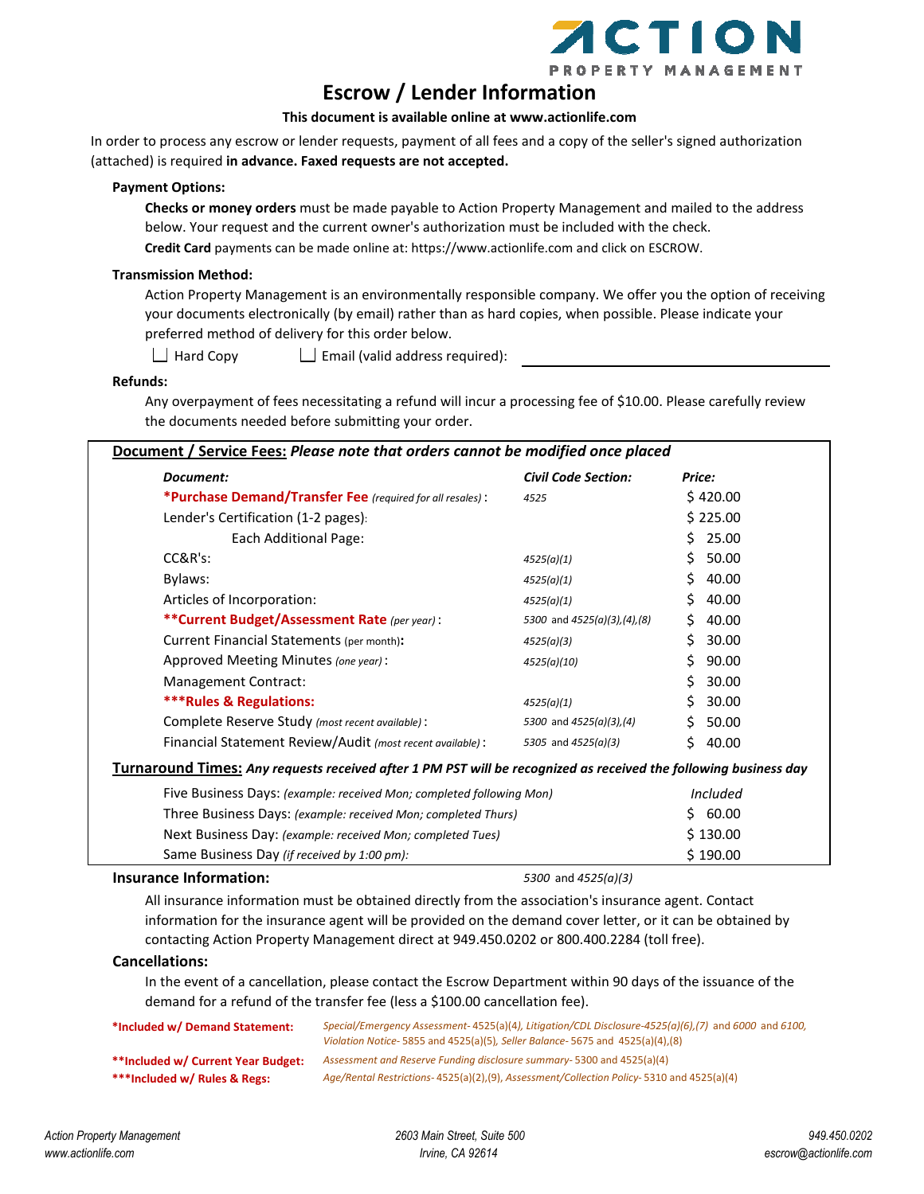ACTION PROPERTY MANAGEMENT

# Escrow / Lender Information

**This document is available online at www.actionlife.com**

In order to process any escrow or lender requests, payment of all fees and a copy of the seller's signed authorization (attached) is required **in advance. Faxed requests are not accepted.**

**Payment Options:**

**Checks or money orders** must be made payable to Action Property Management and mailed to the address below. Your request and the current owner's authorization must be included with the check.

**Credit Card** payments can be made online at: https://www.actionlife.com and click on ESCROW.

**Transmission Method:**

Action Property Management is an environmentally responsible company. We offer you the option of receiving your documents electronically (by email) rather than as hard copies, when possible. Please indicate your preferred method of delivery for this order below.

☐ Hard Copy ☐ Email (valid address required): ______________________

**Refunds:**

Any overpayment of fees necessitating a refund will incur a processing fee of $10.00. Please carefully review the documents needed before submitting your order.

**Document / Service Fees:** ***Please note that orders cannot be modified once placed***

| *Document:* | *Civil Code Section:* | *Price:* |
|---|---|---|
| ***Purchase Demand/Transfer Fee** *(required for all resales)* : | *4525* | $ 420.00 |
| Lender's Certification (1-2 pages): | | $ 225.00 |
| Each Additional Page: | | $ 25.00 |
| CC&R's: | *4525(a)(1)* | $ 50.00 |
| Bylaws: | *4525(a)(1)* | $ 40.00 |
| Articles of Incorporation: | *4525(a)(1)* | $ 40.00 |
| ****Current Budget/Assessment Rate** *(per year)* : | *5300* and *4525(a)(3),(4),(8)* | $ 40.00 |
| Current Financial Statements (per month): | *4525(a)(3)* | $ 30.00 |
| Approved Meeting Minutes *(one year)* : | *4525(a)(10)* | $ 90.00 |
| Management Contract: | | $ 30.00 |
| *****Rules & Regulations:** | *4525(a)(1)* | $ 30.00 |
| Complete Reserve Study *(most recent available)* : | *5300* and *4525(a)(3),(4)* | $ 50.00 |
| Financial Statement Review/Audit *(most recent available)* : | *5305* and *4525(a)(3)* | $ 40.00 |

**Turnaround Times:** ***Any requests received after 1 PM PST will be recognized as received the following business day***

| | |
|---|---|
| Five Business Days: *(example: received Mon; completed following Mon)* | *Included* |
| Three Business Days: *(example: received Mon; completed Thurs)* | $ 60.00 |
| Next Business Day: *(example: received Mon; completed Tues)* | $ 130.00 |
| Same Business Day *(if received by 1:00 pm)*: | $ 190.00 |

**Insurance Information:** *5300* and *4525(a)(3)*

All insurance information must be obtained directly from the association's insurance agent. Contact information for the insurance agent will be provided on the demand cover letter, or it can be obtained by contacting Action Property Management direct at 949.450.0202 or 800.400.2284 (toll free).

**Cancellations:**

In the event of a cancellation, please contact the Escrow Department within 90 days of the issuance of the demand for a refund of the transfer fee (less a $100.00 cancellation fee).

***Included w/ Demand Statement:** *Special/Emergency Assessment-* 4525(a)(4)*, Litigation/CDL Disclosure-4525(a)(6),(7)* and *6000* and *6100, Violation Notice-* 5855 and 4525(a)(5)*, Seller Balance-* 5675 and 4525(a)(4),(8)

****Included w/ Current Year Budget:** *Assessment and Reserve Funding disclosure summary-* 5300 and 4525(a)(4)

*****Included w/ Rules & Regs:** *Age/Rental Restrictions-* 4525(a)(2),(9), *Assessment/Collection Policy-* 5310 and 4525(a)(4)

*Action Property Management*
*www.actionlife.com*

*2603 Main Street, Suite 500*
*Irvine, CA 92614*

*949.450.0202*
*escrow@actionlife.com*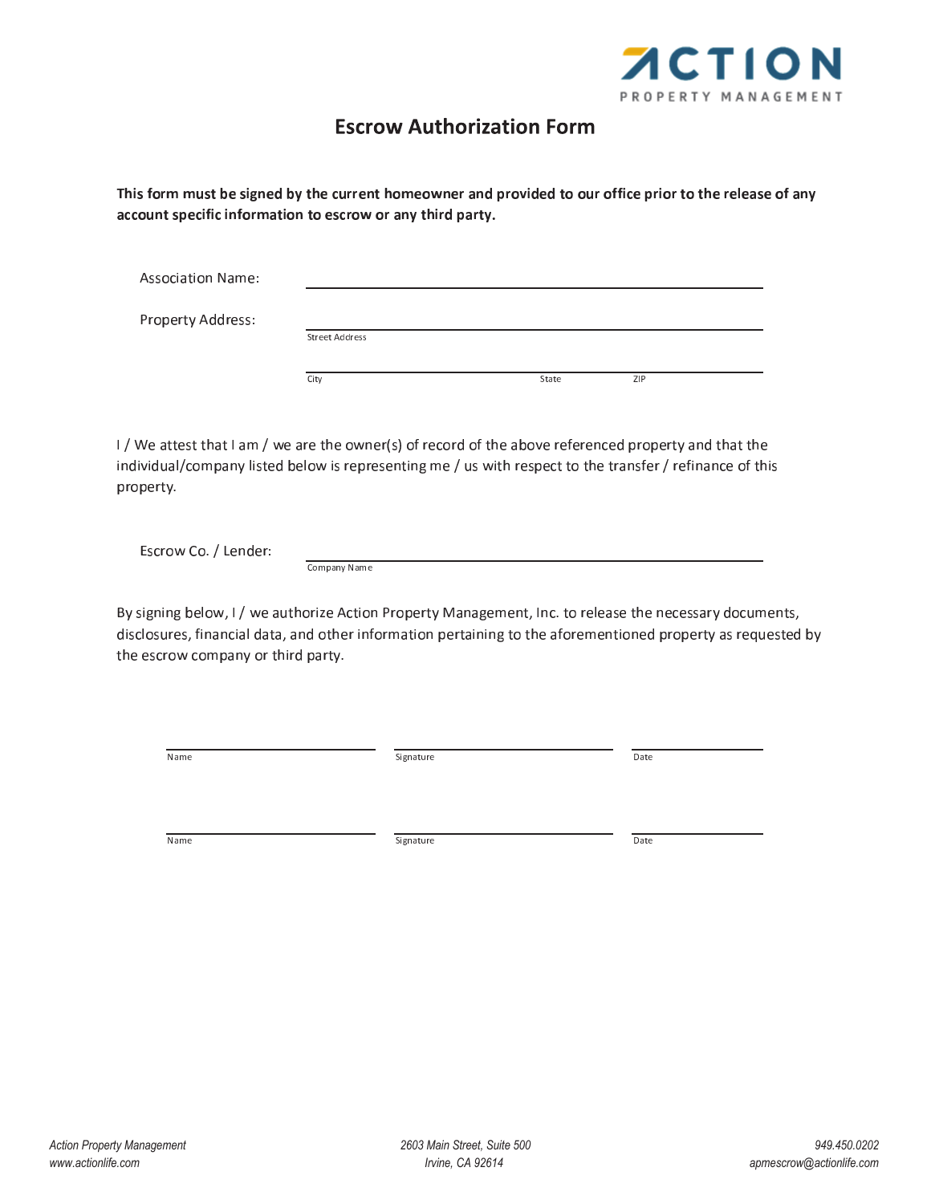ACTION PROPERTY MANAGEMENT

# Escrow Authorization Form

**This form must be signed by the current homeowner and provided to our office prior to the release of any account specific information to escrow or any third party.**

Association Name: ______________________________

Property Address: ______________________________
Street Address

______________________________
City State ZIP

I / We attest that I am / we are the owner(s) of record of the above referenced property and that the individual/company listed below is representing me / us with respect to the transfer / refinance of this property.

Escrow Co. / Lender: ______________________________
Company Name

By signing below, I / we authorize Action Property Management, Inc. to release the necessary documents, disclosures, financial data, and other information pertaining to the aforementioned property as requested by the escrow company or third party.

| Name | Signature | Date |
|---|---|---|
| | | |
| | | |

*Action Property Management*
*www.actionlife.com*

*2603 Main Street, Suite 500*
*Irvine, CA 92614*

*949.450.0202*
*apmescrow@actionlife.com*